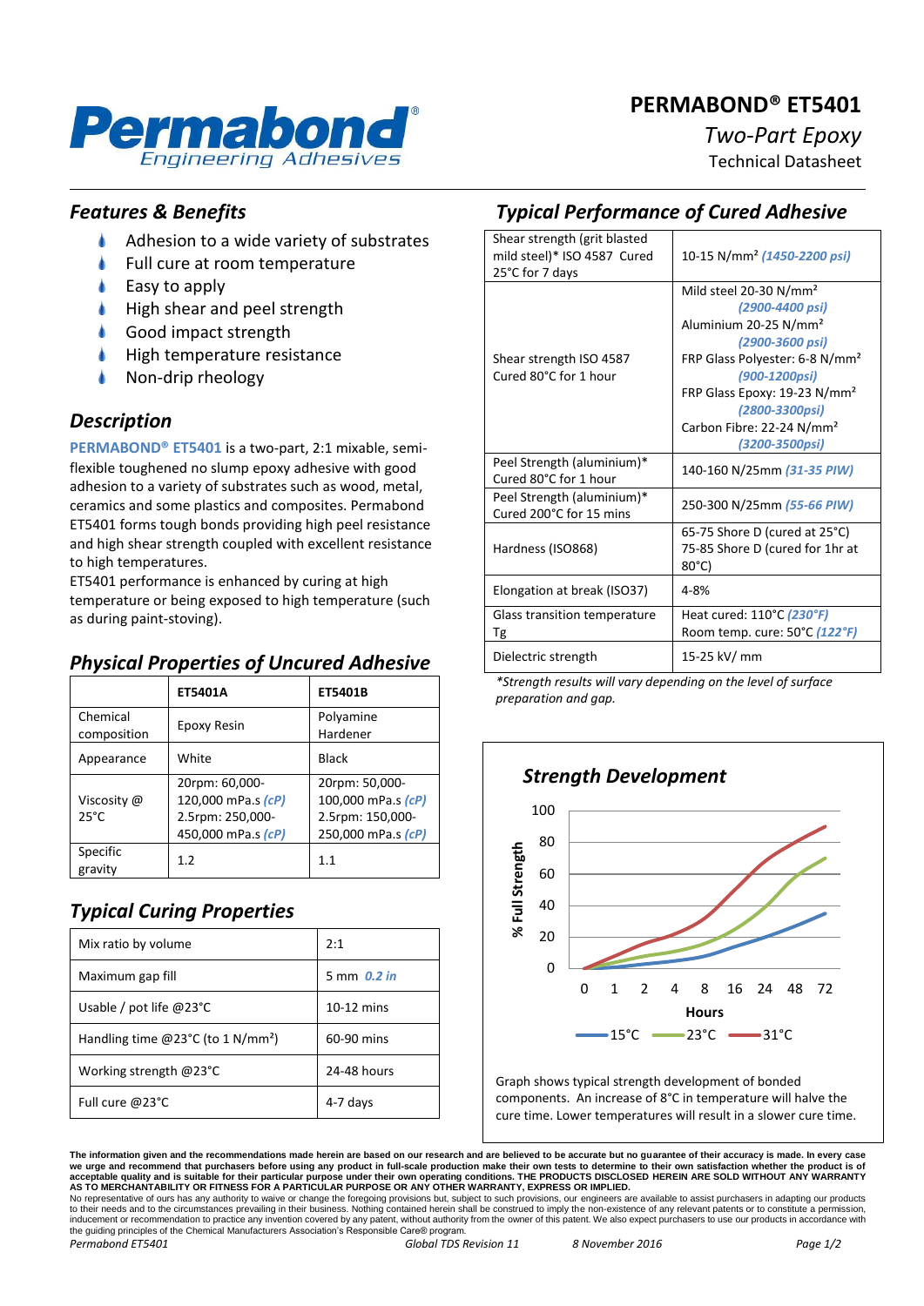# PERMABOND® ET5401

*Two-Part Epoxy*

Technical Datasheet

## *Features & Benefits*

- Adhesion to a wide variety of substrates
- Full cure at room temperature
- Easy to apply
- High shear and peel strength
- Good impact strength
- High temperature resistance
- Non-drip rheology

## *Description*

**PERMABOND® ET5401** is a two-part, 2:1 mixable, semi-flexible toughened no slump epoxy adhesive with good adhesion to a variety of substrates such as wood, metal, ceramics and some plastics and composites. Permabond ET5401 forms tough bonds providing high peel resistance and high shear strength coupled with excellent resistance to high temperatures.

ET5401 performance is enhanced by curing at high temperature or being exposed to high temperature (such as during paint-stoving).

## *Physical Properties of Uncured Adhesive*

| | ET5401A | ET5401B |
|---|---|---|
| Chemical composition | Epoxy Resin | Polyamine Hardener |
| Appearance | White | Black |
| Viscosity @ 25°C | 20rpm: 60,000-120,000 mPa.s *(cP)* 2.5rpm: 250,000-450,000 mPa.s *(cP)* | 20rpm: 50,000-100,000 mPa.s *(cP)* 2.5rpm: 150,000-250,000 mPa.s *(cP)* |
| Specific gravity | 1.2 | 1.1 |

## *Typical Curing Properties*

| | |
|---|---|
| Mix ratio by volume | 2:1 |
| Maximum gap fill | 5 mm *0.2 in* |
| Usable / pot life @23°C | 10-12 mins |
| Handling time @23°C (to 1 N/mm²) | 60-90 mins |
| Working strength @23°C | 24-48 hours |
| Full cure @23°C | 4-7 days |

## *Typical Performance of Cured Adhesive*

| | |
|---|---|
| Shear strength (grit blasted mild steel)* ISO 4587 Cured 25°C for 7 days | 10-15 N/mm² *(1450-2200 psi)* |
| Shear strength ISO 4587 Cured 80°C for 1 hour | Mild steel 20-30 N/mm² *(2900-4400 psi)* Aluminium 20-25 N/mm² *(2900-3600 psi)* FRP Glass Polyester: 6-8 N/mm² *(900-1200psi)* FRP Glass Epoxy: 19-23 N/mm² *(2800-3300psi)* Carbon Fibre: 22-24 N/mm² *(3200-3500psi)* |
| Peel Strength (aluminium)* Cured 80°C for 1 hour | 140-160 N/25mm *(31-35 PIW)* |
| Peel Strength (aluminium)* Cured 200°C for 15 mins | 250-300 N/25mm *(55-66 PIW)* |
| Hardness (ISO868) | 65-75 Shore D (cured at 25°C) 75-85 Shore D (cured for 1hr at 80°C) |
| Elongation at break (ISO37) | 4-8% |
| Glass transition temperature Tg | Heat cured: 110°C *(230°F)* Room temp. cure: 50°C *(122°F)* |
| Dielectric strength | 15-25 kV/ mm |

*\*Strength results will vary depending on the level of surface preparation and gap.*

## *Strength Development*

Graph shows typical strength development of bonded components. An increase of 8°C in temperature will halve the cure time. Lower temperatures will result in a slower cure time.

**The information given and the recommendations made herein are based on our research and are believed to be accurate but no guarantee of their accuracy is made. In every case we urge and recommend that purchasers before using any product in full-scale production make their own tests to determine to their own satisfaction whether the product is of acceptable quality and is suitable for their particular purpose under their own operating conditions. THE PRODUCTS DISCLOSED HEREIN ARE SOLD WITHOUT ANY WARRANTY AS TO MERCHANTABILITY OR FITNESS FOR A PARTICULAR PURPOSE OR ANY OTHER WARRANTY, EXPRESS OR IMPLIED.**

No representative of ours has any authority to waive or change the foregoing provisions but, subject to such provisions, our engineers are available to assist purchasers in adapting our products to their needs and to the circumstances prevailing in their business. Nothing contained herein shall be construed to imply the non-existence of any relevant patents or to constitute a permission, inducement or recommendation to practice any invention covered by any patent, without authority from the owner of this patent. We also expect purchasers to use our products in accordance with the guiding principles of the Chemical Manufacturers Association's Responsible Care® program.

*Permabond ET5401* — *Global TDS Revision 11* — *8 November 2016*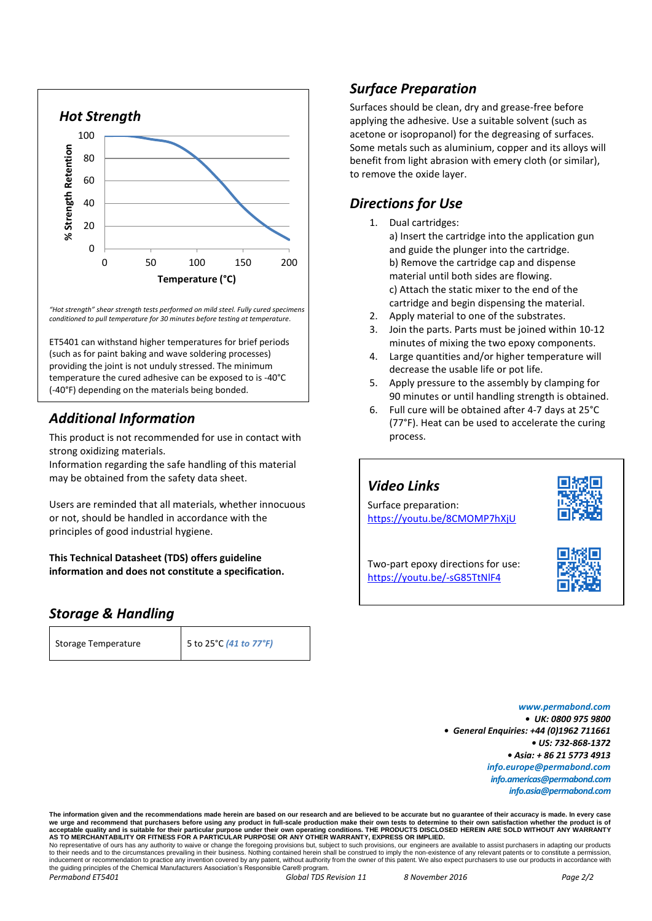## Hot Strength

100
80
60
40
20
0

% Strength Retention

0 50 100 150 200

Temperature (°C)

*"Hot strength" shear strength tests performed on mild steel. Fully cured specimens conditioned to pull temperature for 30 minutes before testing at temperature.*

ET5401 can withstand higher temperatures for brief periods (such as for paint baking and wave soldering processes) providing the joint is not unduly stressed. The minimum temperature the cured adhesive can be exposed to is -40°C (-40°F) depending on the materials being bonded.

## Additional Information

This product is not recommended for use in contact with strong oxidizing materials.
Information regarding the safe handling of this material may be obtained from the safety data sheet.

Users are reminded that all materials, whether innocuous or not, should be handled in accordance with the principles of good industrial hygiene.

**This Technical Datasheet (TDS) offers guideline information and does not constitute a specification.**

## Storage & Handling

| | |
|---|---|
| Storage Temperature | 5 to 25°C *(41 to 77°F)* |

## Surface Preparation

Surfaces should be clean, dry and grease-free before applying the adhesive. Use a suitable solvent (such as acetone or isopropanol) for the degreasing of surfaces. Some metals such as aluminium, copper and its alloys will benefit from light abrasion with emery cloth (or similar), to remove the oxide layer.

## Directions for Use

1. Dual cartridges:
   a) Insert the cartridge into the application gun and guide the plunger into the cartridge.
   b) Remove the cartridge cap and dispense material until both sides are flowing.
   c) Attach the static mixer to the end of the cartridge and begin dispensing the material.
2. Apply material to one of the substrates.
3. Join the parts. Parts must be joined within 10-12 minutes of mixing the two epoxy components.
4. Large quantities and/or higher temperature will decrease the usable life or pot life.
5. Apply pressure to the assembly by clamping for 90 minutes or until handling strength is obtained.
6. Full cure will be obtained after 4-7 days at 25°C (77°F). Heat can be used to accelerate the curing process.

## Video Links

Surface preparation:
https://youtu.be/8CMOMP7hXjU

Two-part epoxy directions for use:
https://youtu.be/-sG85TtNlF4

*www.permabond.com*
*• UK: 0800 975 9800*
*• General Enquiries: +44 (0)1962 711661*
*• US: 732-868-1372*
*• Asia: + 86 21 5773 4913*
*info.europe@permabond.com*
*info.americas@permabond.com*
*info.asia@permabond.com*

**The information given and the recommendations made herein are based on our research and are believed to be accurate but no guarantee of their accuracy is made. In every case we urge and recommend that purchasers before using any product in full-scale production make their own tests to determine to their own satisfaction whether the product is of acceptable quality and is suitable for their particular purpose under their own operating conditions. THE PRODUCTS DISCLOSED HEREIN ARE SOLD WITHOUT ANY WARRANTY AS TO MERCHANTABILITY OR FITNESS FOR A PARTICULAR PURPOSE OR ANY OTHER WARRANTY, EXPRESS OR IMPLIED.**
No representative of ours has any authority to waive or change the foregoing provisions but, subject to such provisions, our engineers are available to assist purchasers in adapting our products to their needs and to the circumstances prevailing in their business. Nothing contained herein shall be construed to imply the non-existence of any relevant patents or to constitute a permission, inducement or recommendation to practice any invention covered by any patent, without authority from the owner of this patent. We also expect purchasers to use our products in accordance with the guiding principles of the Chemical Manufacturers Association's Responsible Care® program.

*Permabond ET5401* *Global TDS Revision 11* *8 November 2016*